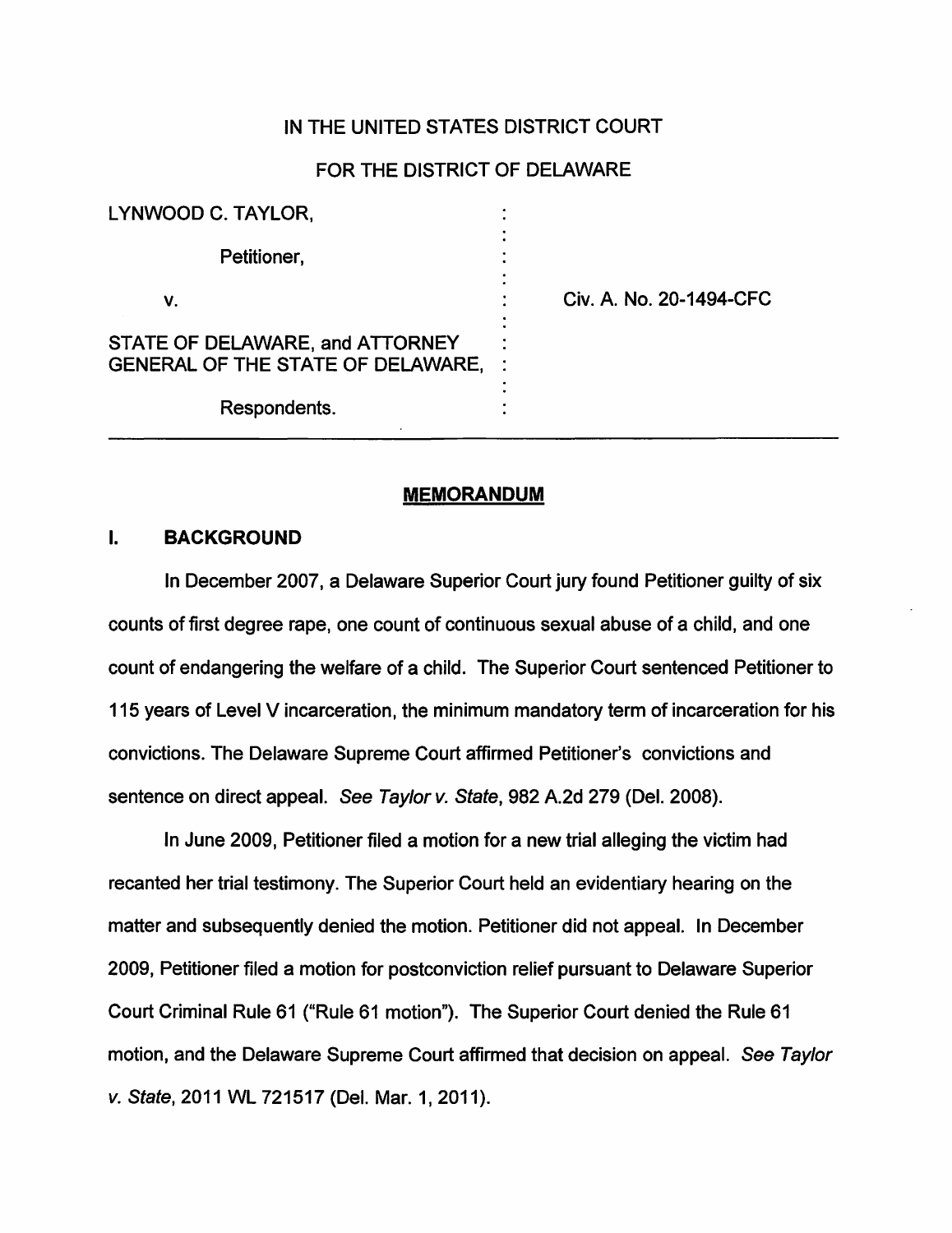IN THE UNITED STATES DISTRICT COURT

FOR THE DISTRICT OF DELAWARE

| | | |
|---|---|---|
| LYNWOOD C. TAYLOR, | : | |
| Petitioner, | : | |
| v. | : | Civ. A. No. 20-1494-CFC |
| STATE OF DELAWARE, and ATTORNEY GENERAL OF THE STATE OF DELAWARE, | : | |
| Respondents. | : | |

## MEMORANDUM

### I. BACKGROUND

In December 2007, a Delaware Superior Court jury found Petitioner guilty of six counts of first degree rape, one count of continuous sexual abuse of a child, and one count of endangering the welfare of a child. The Superior Court sentenced Petitioner to 115 years of Level V incarceration, the minimum mandatory term of incarceration for his convictions. The Delaware Supreme Court affirmed Petitioner's convictions and sentence on direct appeal. *See Taylor v. State*, 982 A.2d 279 (Del. 2008).

In June 2009, Petitioner filed a motion for a new trial alleging the victim had recanted her trial testimony. The Superior Court held an evidentiary hearing on the matter and subsequently denied the motion. Petitioner did not appeal. In December 2009, Petitioner filed a motion for postconviction relief pursuant to Delaware Superior Court Criminal Rule 61 ("Rule 61 motion"). The Superior Court denied the Rule 61 motion, and the Delaware Supreme Court affirmed that decision on appeal. *See Taylor v. State*, 2011 WL 721517 (Del. Mar. 1, 2011).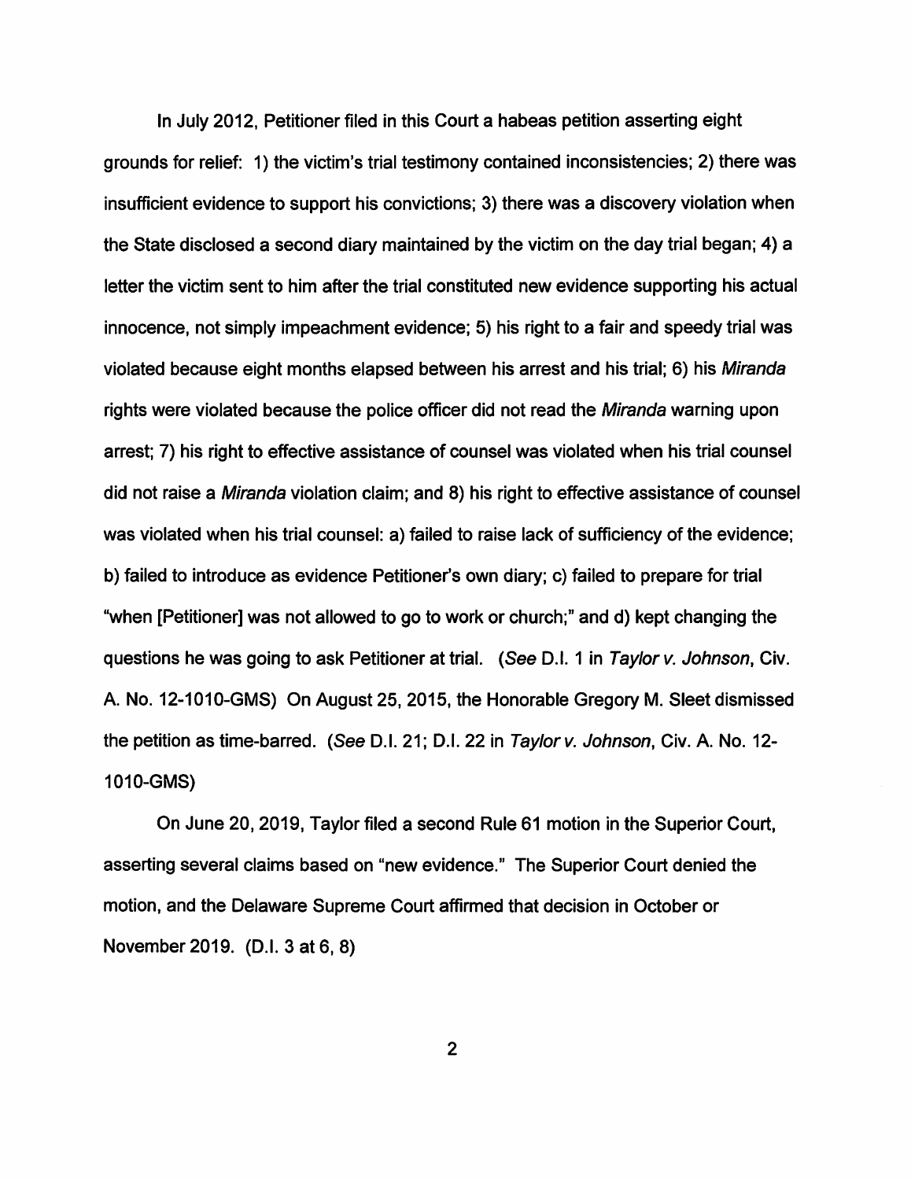In July 2012, Petitioner filed in this Court a habeas petition asserting eight grounds for relief: 1) the victim's trial testimony contained inconsistencies; 2) there was insufficient evidence to support his convictions; 3) there was a discovery violation when the State disclosed a second diary maintained by the victim on the day trial began; 4) a letter the victim sent to him after the trial constituted new evidence supporting his actual innocence, not simply impeachment evidence; 5) his right to a fair and speedy trial was violated because eight months elapsed between his arrest and his trial; 6) his *Miranda* rights were violated because the police officer did not read the *Miranda* warning upon arrest; 7) his right to effective assistance of counsel was violated when his trial counsel did not raise a *Miranda* violation claim; and 8) his right to effective assistance of counsel was violated when his trial counsel: a) failed to raise lack of sufficiency of the evidence; b) failed to introduce as evidence Petitioner's own diary; c) failed to prepare for trial "when [Petitioner] was not allowed to go to work or church;" and d) kept changing the questions he was going to ask Petitioner at trial. (*See* D.I. 1 in *Taylor v. Johnson*, Civ. A. No. 12-1010-GMS) On August 25, 2015, the Honorable Gregory M. Sleet dismissed the petition as time-barred. (*See* D.I. 21; D.I. 22 in *Taylor v. Johnson*, Civ. A. No. 12-1010-GMS)

On June 20, 2019, Taylor filed a second Rule 61 motion in the Superior Court, asserting several claims based on "new evidence." The Superior Court denied the motion, and the Delaware Supreme Court affirmed that decision in October or November 2019. (D.I. 3 at 6, 8)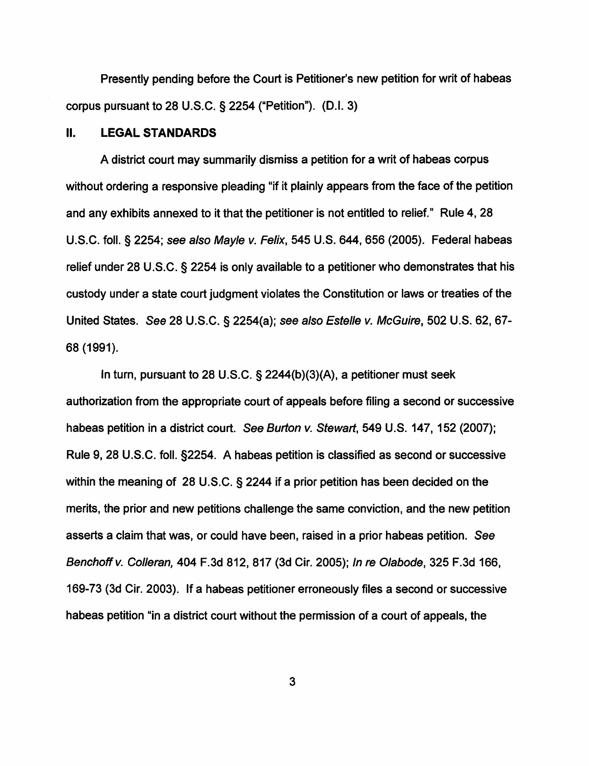Presently pending before the Court is Petitioner's new petition for writ of habeas corpus pursuant to 28 U.S.C. § 2254 ("Petition"). (D.I. 3)

## II. LEGAL STANDARDS

A district court may summarily dismiss a petition for a writ of habeas corpus without ordering a responsive pleading "if it plainly appears from the face of the petition and any exhibits annexed to it that the petitioner is not entitled to relief." Rule 4, 28 U.S.C. foll. § 2254; *see also Mayle v. Felix*, 545 U.S. 644, 656 (2005). Federal habeas relief under 28 U.S.C. § 2254 is only available to a petitioner who demonstrates that his custody under a state court judgment violates the Constitution or laws or treaties of the United States. *See* 28 U.S.C. § 2254(a); *see also Estelle v. McGuire*, 502 U.S. 62, 67-68 (1991).

In turn, pursuant to 28 U.S.C. § 2244(b)(3)(A), a petitioner must seek authorization from the appropriate court of appeals before filing a second or successive habeas petition in a district court. *See Burton v. Stewart*, 549 U.S. 147, 152 (2007); Rule 9, 28 U.S.C. foll. §2254. A habeas petition is classified as second or successive within the meaning of 28 U.S.C. § 2244 if a prior petition has been decided on the merits, the prior and new petitions challenge the same conviction, and the new petition asserts a claim that was, or could have been, raised in a prior habeas petition. *See Benchoff v. Colleran,* 404 F.3d 812, 817 (3d Cir. 2005); *In re Olabode*, 325 F.3d 166, 169-73 (3d Cir. 2003). If a habeas petitioner erroneously files a second or successive habeas petition "in a district court without the permission of a court of appeals, the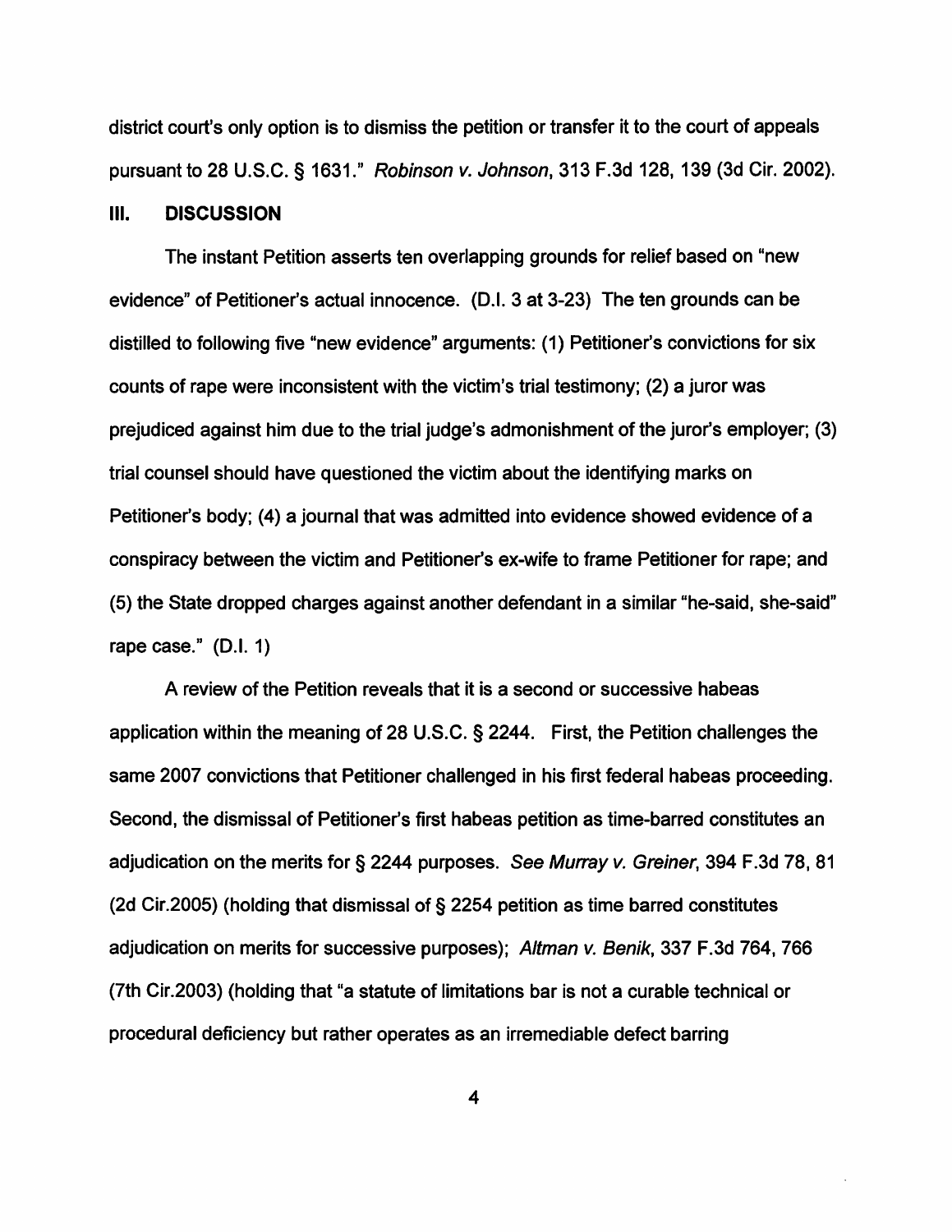district court's only option is to dismiss the petition or transfer it to the court of appeals pursuant to 28 U.S.C. § 1631." *Robinson v. Johnson*, 313 F.3d 128, 139 (3d Cir. 2002).

## III. DISCUSSION

The instant Petition asserts ten overlapping grounds for relief based on "new evidence" of Petitioner's actual innocence. (D.I. 3 at 3-23) The ten grounds can be distilled to following five "new evidence" arguments: (1) Petitioner's convictions for six counts of rape were inconsistent with the victim's trial testimony; (2) a juror was prejudiced against him due to the trial judge's admonishment of the juror's employer; (3) trial counsel should have questioned the victim about the identifying marks on Petitioner's body; (4) a journal that was admitted into evidence showed evidence of a conspiracy between the victim and Petitioner's ex-wife to frame Petitioner for rape; and (5) the State dropped charges against another defendant in a similar "he-said, she-said" rape case." (D.I. 1)

A review of the Petition reveals that it is a second or successive habeas application within the meaning of 28 U.S.C. § 2244. First, the Petition challenges the same 2007 convictions that Petitioner challenged in his first federal habeas proceeding. Second, the dismissal of Petitioner's first habeas petition as time-barred constitutes an adjudication on the merits for § 2244 purposes. *See Murray v. Greiner*, 394 F.3d 78, 81 (2d Cir.2005) (holding that dismissal of § 2254 petition as time barred constitutes adjudication on merits for successive purposes); *Altman v. Benik*, 337 F.3d 764, 766 (7th Cir.2003) (holding that "a statute of limitations bar is not a curable technical or procedural deficiency but rather operates as an irremediable defect barring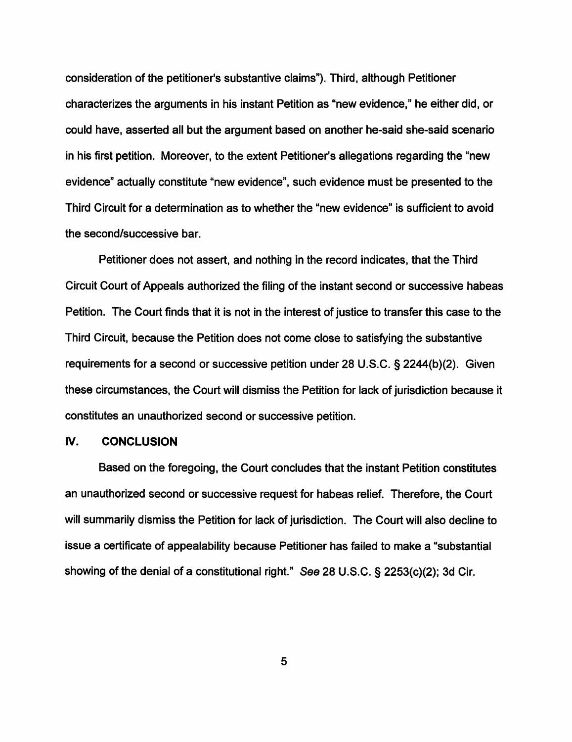consideration of the petitioner's substantive claims"). Third, although Petitioner characterizes the arguments in his instant Petition as "new evidence," he either did, or could have, asserted all but the argument based on another he-said she-said scenario in his first petition. Moreover, to the extent Petitioner's allegations regarding the "new evidence" actually constitute "new evidence", such evidence must be presented to the Third Circuit for a determination as to whether the "new evidence" is sufficient to avoid the second/successive bar.

Petitioner does not assert, and nothing in the record indicates, that the Third Circuit Court of Appeals authorized the filing of the instant second or successive habeas Petition. The Court finds that it is not in the interest of justice to transfer this case to the Third Circuit, because the Petition does not come close to satisfying the substantive requirements for a second or successive petition under 28 U.S.C. § 2244(b)(2). Given these circumstances, the Court will dismiss the Petition for lack of jurisdiction because it constitutes an unauthorized second or successive petition.

## IV. CONCLUSION

Based on the foregoing, the Court concludes that the instant Petition constitutes an unauthorized second or successive request for habeas relief. Therefore, the Court will summarily dismiss the Petition for lack of jurisdiction. The Court will also decline to issue a certificate of appealability because Petitioner has failed to make a "substantial showing of the denial of a constitutional right." *See* 28 U.S.C. § 2253(c)(2); 3d Cir.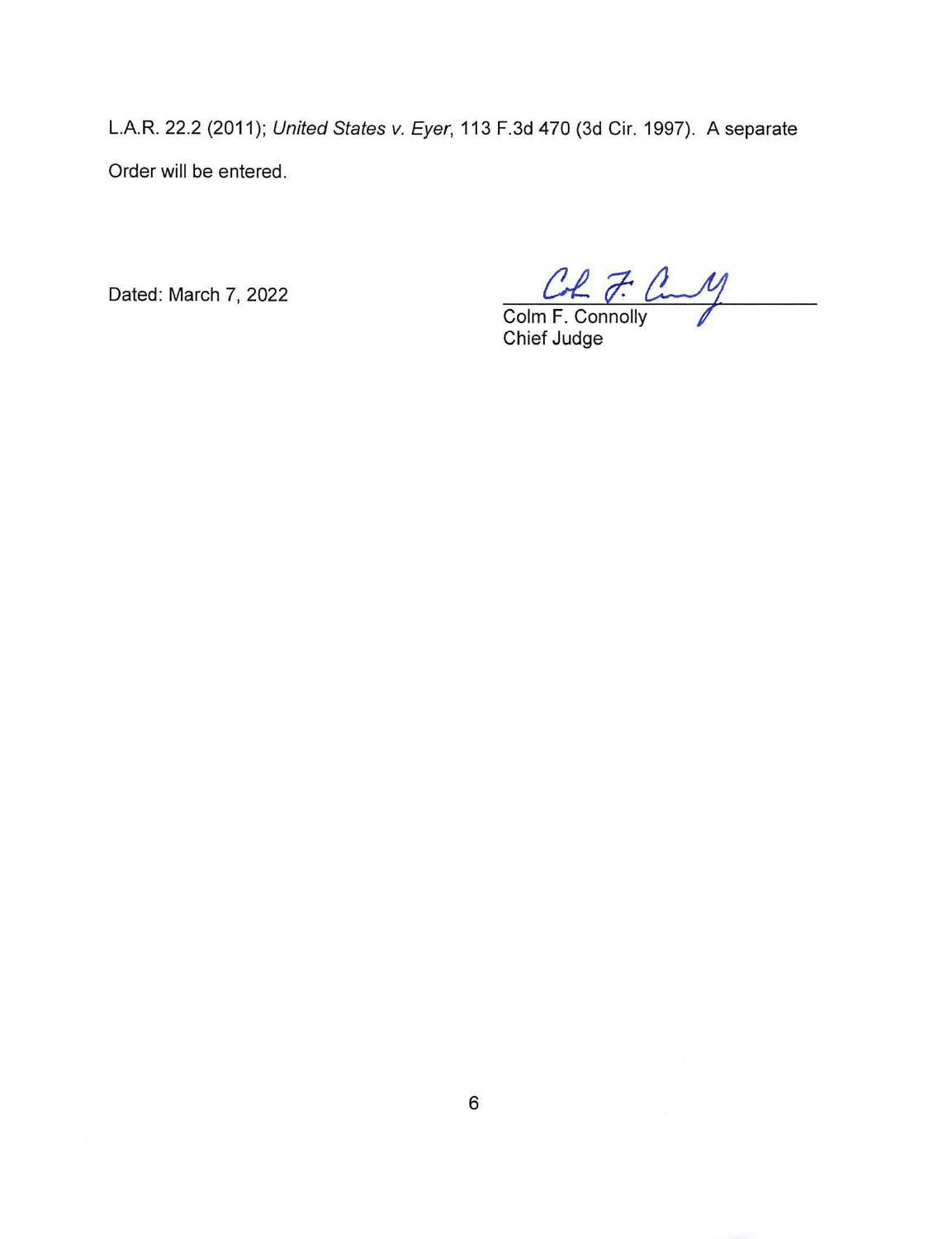L.A.R. 22.2 (2011); *United States v. Eyer*, 113 F.3d 470 (3d Cir. 1997). A separate Order will be entered.

Dated: March 7, 2022

Colm F. Connolly
Chief Judge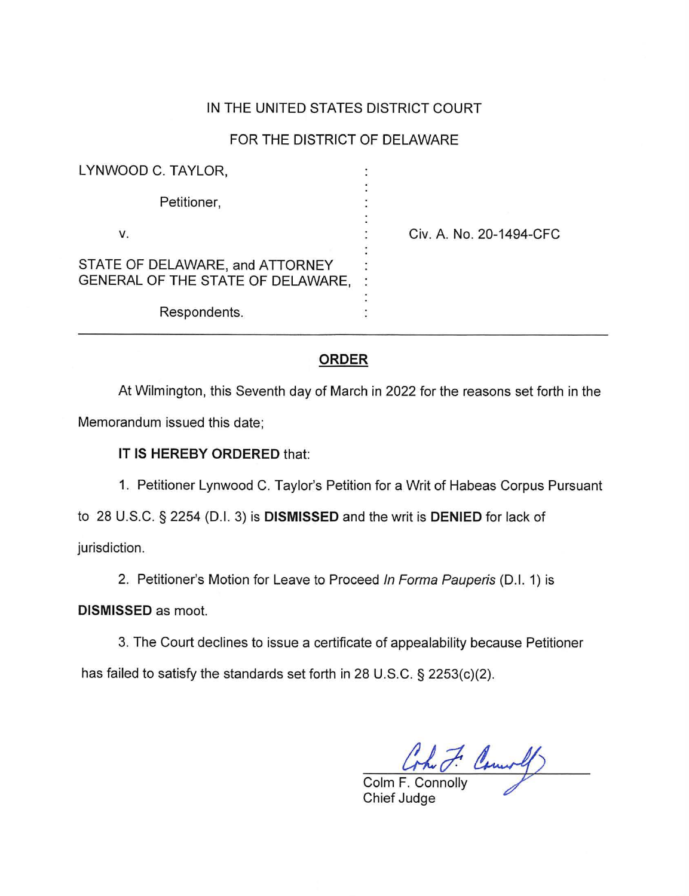IN THE UNITED STATES DISTRICT COURT

FOR THE DISTRICT OF DELAWARE

| | | |
|---|---|---|
| LYNWOOD C. TAYLOR, | : | |
| Petitioner, | : | |
| v. | : | Civ. A. No. 20-1494-CFC |
| STATE OF DELAWARE, and ATTORNEY GENERAL OF THE STATE OF DELAWARE, | : | |
| Respondents. | : | |

## ORDER

At Wilmington, this Seventh day of March in 2022 for the reasons set forth in the Memorandum issued this date;

**IT IS HEREBY ORDERED** that:

1. Petitioner Lynwood C. Taylor's Petition for a Writ of Habeas Corpus Pursuant to 28 U.S.C. § 2254 (D.I. 3) is **DISMISSED** and the writ is **DENIED** for lack of jurisdiction.

2. Petitioner's Motion for Leave to Proceed *In Forma Pauperis* (D.I. 1) is **DISMISSED** as moot.

3. The Court declines to issue a certificate of appealability because Petitioner has failed to satisfy the standards set forth in 28 U.S.C. § 2253(c)(2).

Colm F. Connolly
Chief Judge